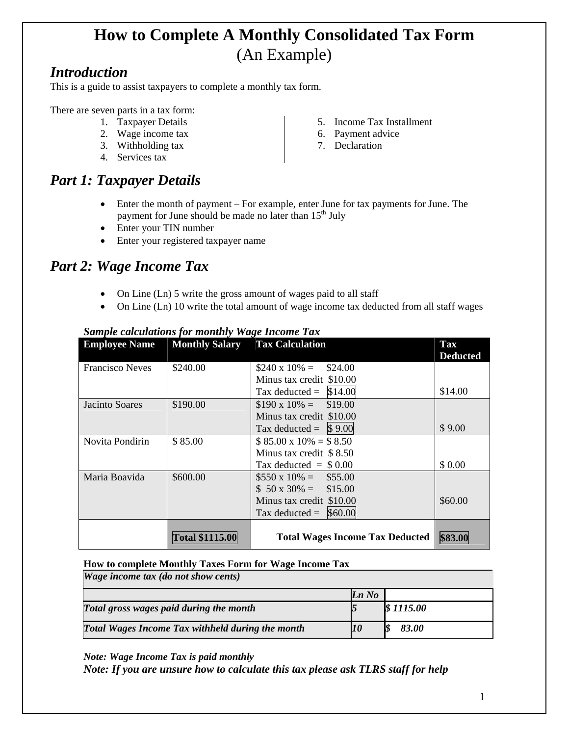# How to Complete A Monthly Consolidated Tax Form
(An Example)

## *Introduction*

This is a guide to assist taxpayers to complete a monthly tax form.

There are seven parts in a tax form:

1. Taxpayer Details
2. Wage income tax
3. Withholding tax
4. Services tax
5. Income Tax Installment
6. Payment advice
7. Declaration

## *Part 1: Taxpayer Details*

- Enter the month of payment – For example, enter June for tax payments for June. The payment for June should be made no later than 15th July
- Enter your TIN number
- Enter your registered taxpayer name

## *Part 2: Wage Income Tax*

- On Line (Ln) 5 write the gross amount of wages paid to all staff
- On Line (Ln) 10 write the total amount of wage income tax deducted from all staff wages

***Sample calculations for monthly Wage Income Tax***

| Employee Name | Monthly Salary | Tax Calculation | Tax Deducted |
|---|---|---|---|
| Francisco Neves | $240.00 | $240 x 10% = $24.00<br>Minus tax credit $10.00<br>Tax deducted = $14.00 | $14.00 |
| Jacinto Soares | $190.00 | $190 x 10% = $19.00<br>Minus tax credit $10.00<br>Tax deducted = $ 9.00 | $ 9.00 |
| Novita Pondirin | $ 85.00 | $ 85.00 x 10% = $ 8.50<br>Minus tax credit $ 8.50<br>Tax deducted = $ 0.00 | $ 0.00 |
| Maria Boavida | $600.00 | $550 x 10% = $55.00<br>$ 50 x 30% = $15.00<br>Minus tax credit $10.00<br>Tax deducted = $60.00 | $60.00 |
| | **Total $1115.00** | **Total Wages Income Tax Deducted** | **$83.00** |

**How to complete Monthly Taxes Form for Wage Income Tax**

| ***Wage income tax (do not show cents)*** | | |
|---|---|---|
| | ***Ln No*** | |
| ***Total gross wages paid during the month*** | ***5*** | ***$ 1115.00*** |
| ***Total Wages Income Tax withheld during the month*** | ***10*** | ***$ 83.00*** |

***Note: Wage Income Tax is paid monthly***

***Note: If you are unsure how to calculate this tax please ask TLRS staff for help***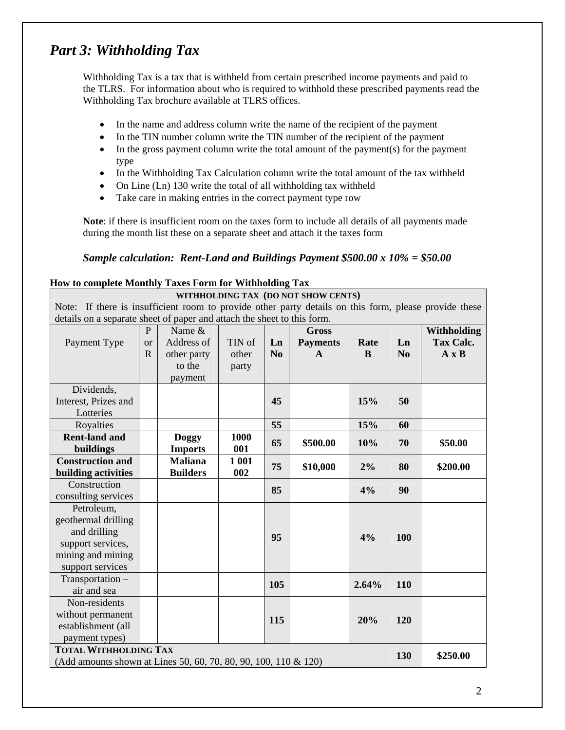# *Part 3: Withholding Tax*

Withholding Tax is a tax that is withheld from certain prescribed income payments and paid to the TLRS. For information about who is required to withhold these prescribed payments read the Withholding Tax brochure available at TLRS offices.

- In the name and address column write the name of the recipient of the payment
- In the TIN number column write the TIN number of the recipient of the payment
- In the gross payment column write the total amount of the payment(s) for the payment type
- In the Withholding Tax Calculation column write the total amount of the tax withheld
- On Line (Ln) 130 write the total of all withholding tax withheld
- Take care in making entries in the correct payment type row

**Note**: if there is insufficient room on the taxes form to include all details of all payments made during the month list these on a separate sheet and attach it the taxes form

***Sample calculation: Rent-Land and Buildings Payment $500.00 x 10% = $50.00***

**How to complete Monthly Taxes Form for Withholding Tax**

| WITHHOLDING TAX (DO NOT SHOW CENTS) | | | | | | | | |
|---|---|---|---|---|---|---|---|---|
| Note: If there is insufficient room to provide other party details on this form, please provide these details on a separate sheet of paper and attach the sheet to this form. | | | | | | | | |
| Payment Type | P or R | Name & Address of other party to the payment | TIN of other party | **Ln No** | **Gross Payments A** | **Rate B** | **Ln No** | **Withholding Tax Calc. A x B** |
| Dividends, Interest, Prizes and Lotteries | | | | **45** | | **15%** | **50** | |
| Royalties | | | | **55** | | **15%** | **60** | |
| **Rent-land and buildings** | | **Doggy Imports** | **1000 001** | **65** | **$500.00** | **10%** | **70** | **$50.00** |
| **Construction and building activities** | | **Maliana Builders** | **1 001 002** | **75** | **$10,000** | **2%** | **80** | **$200.00** |
| Construction consulting services | | | | **85** | | **4%** | **90** | |
| Petroleum, geothermal drilling and drilling support services, mining and mining support services | | | | **95** | | **4%** | **100** | |
| Transportation – air and sea | | | | **105** | | **2.64%** | **110** | |
| Non-residents without permanent establishment (all payment types) | | | | **115** | | **20%** | **120** | |
| **TOTAL WITHHOLDING TAX** (Add amounts shown at Lines 50, 60, 70, 80, 90, 100, 110 & 120) | | | | | | | **130** | **$250.00** |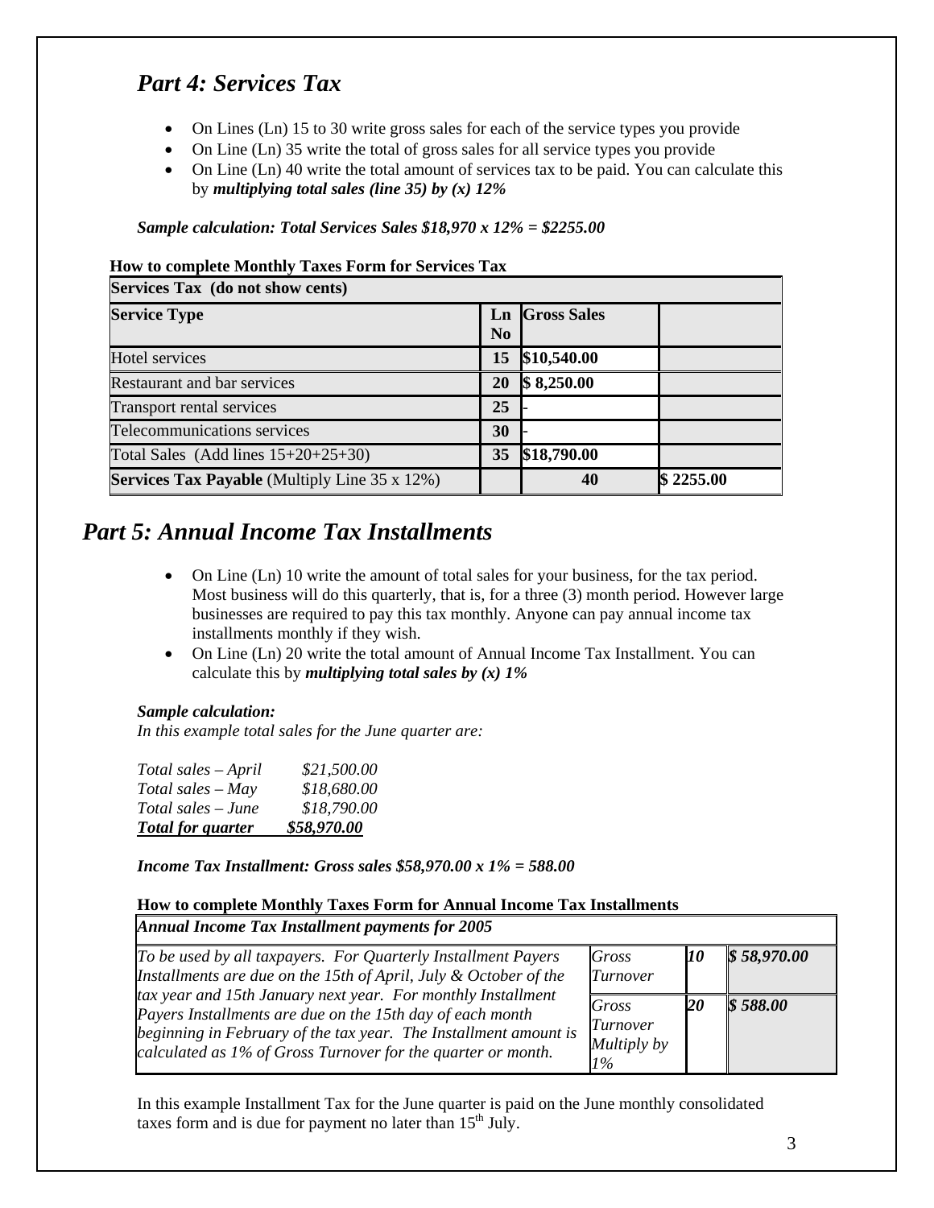## *Part 4: Services Tax*

- On Lines (Ln) 15 to 30 write gross sales for each of the service types you provide
- On Line (Ln) 35 write the total of gross sales for all service types you provide
- On Line (Ln) 40 write the total amount of services tax to be paid. You can calculate this by ***multiplying total sales (line 35) by (x) 12%***

***Sample calculation: Total Services Sales $18,970 x 12% = $2255.00***

**How to complete Monthly Taxes Form for Services Tax**

| Services Tax (do not show cents) | | | |
|---|---|---|---|
| **Service Type** | **Ln No** | **Gross Sales** | |
| Hotel services | **15** | **$10,540.00** | |
| Restaurant and bar services | **20** | **$ 8,250.00** | |
| Transport rental services | **25** | - | |
| Telecommunications services | **30** | - | |
| Total Sales (Add lines 15+20+25+30) | **35** | **$18,790.00** | |
| **Services Tax Payable** (Multiply Line 35 x 12%) | | **40** | **$ 2255.00** |

## *Part 5: Annual Income Tax Installments*

- On Line (Ln) 10 write the amount of total sales for your business, for the tax period. Most business will do this quarterly, that is, for a three (3) month period. However large businesses are required to pay this tax monthly. Anyone can pay annual income tax installments monthly if they wish.
- On Line (Ln) 20 write the total amount of Annual Income Tax Installment. You can calculate this by ***multiplying total sales by (x) 1%***

***Sample calculation:***
*In this example total sales for the June quarter are:*

*Total sales – April* *$21,500.00*
*Total sales – May* *$18,680.00*
*Total sales – June* *$18,790.00*
***Total for quarter*** ***$58,970.00***

***Income Tax Installment: Gross sales $58,970.00 x 1% = 588.00***

**How to complete Monthly Taxes Form for Annual Income Tax Installments**

| ***Annual Income Tax Installment payments for 2005*** | | | |
|---|---|---|---|
| *To be used by all taxpayers. For Quarterly Installment Payers Installments are due on the 15th of April, July & October of the tax year and 15th January next year. For monthly Installment Payers Installments are due on the 15th day of each month beginning in February of the tax year. The Installment amount is calculated as 1% of Gross Turnover for the quarter or month.* | *Gross Turnover* | ***10*** | ***$ 58,970.00*** |
| | *Gross Turnover Multiply by 1%* | ***20*** | ***$ 588.00*** |

In this example Installment Tax for the June quarter is paid on the June monthly consolidated taxes form and is due for payment no later than 15th July.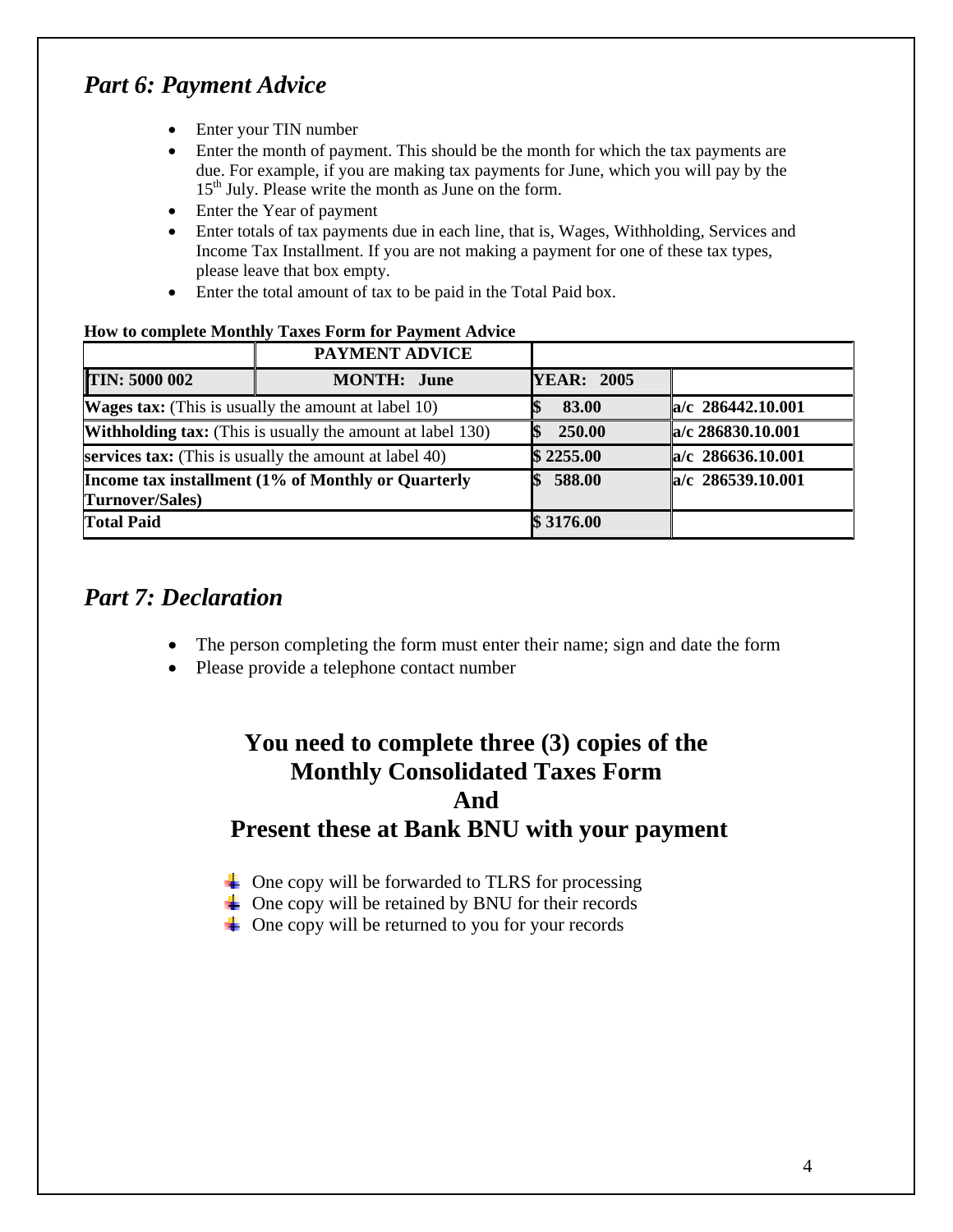## *Part 6: Payment Advice*

- Enter your TIN number
- Enter the month of payment. This should be the month for which the tax payments are due. For example, if you are making tax payments for June, which you will pay by the 15th July. Please write the month as June on the form.
- Enter the Year of payment
- Enter totals of tax payments due in each line, that is, Wages, Withholding, Services and Income Tax Installment. If you are not making a payment for one of these tax types, please leave that box empty.
- Enter the total amount of tax to be paid in the Total Paid box.

**How to complete Monthly Taxes Form for Payment Advice**

| | **PAYMENT ADVICE** | | |
|---|---|---|---|
| **TIN: 5000 002** | **MONTH: June** | **YEAR: 2005** | |
| **Wages tax:** (This is usually the amount at label 10) | | **$ 83.00** | **a/c 286442.10.001** |
| **Withholding tax:** (This is usually the amount at label 130) | | **$ 250.00** | **a/c 286830.10.001** |
| **services tax:** (This is usually the amount at label 40) | | **$ 2255.00** | **a/c 286636.10.001** |
| **Income tax installment (1% of Monthly or Quarterly Turnover/Sales)** | | **$ 588.00** | **a/c 286539.10.001** |
| **Total Paid** | | **$ 3176.00** | |

## *Part 7: Declaration*

- The person completing the form must enter their name; sign and date the form
- Please provide a telephone contact number

### You need to complete three (3) copies of the Monthly Consolidated Taxes Form And Present these at Bank BNU with your payment

- One copy will be forwarded to TLRS for processing
- One copy will be retained by BNU for their records
- One copy will be returned to you for your records